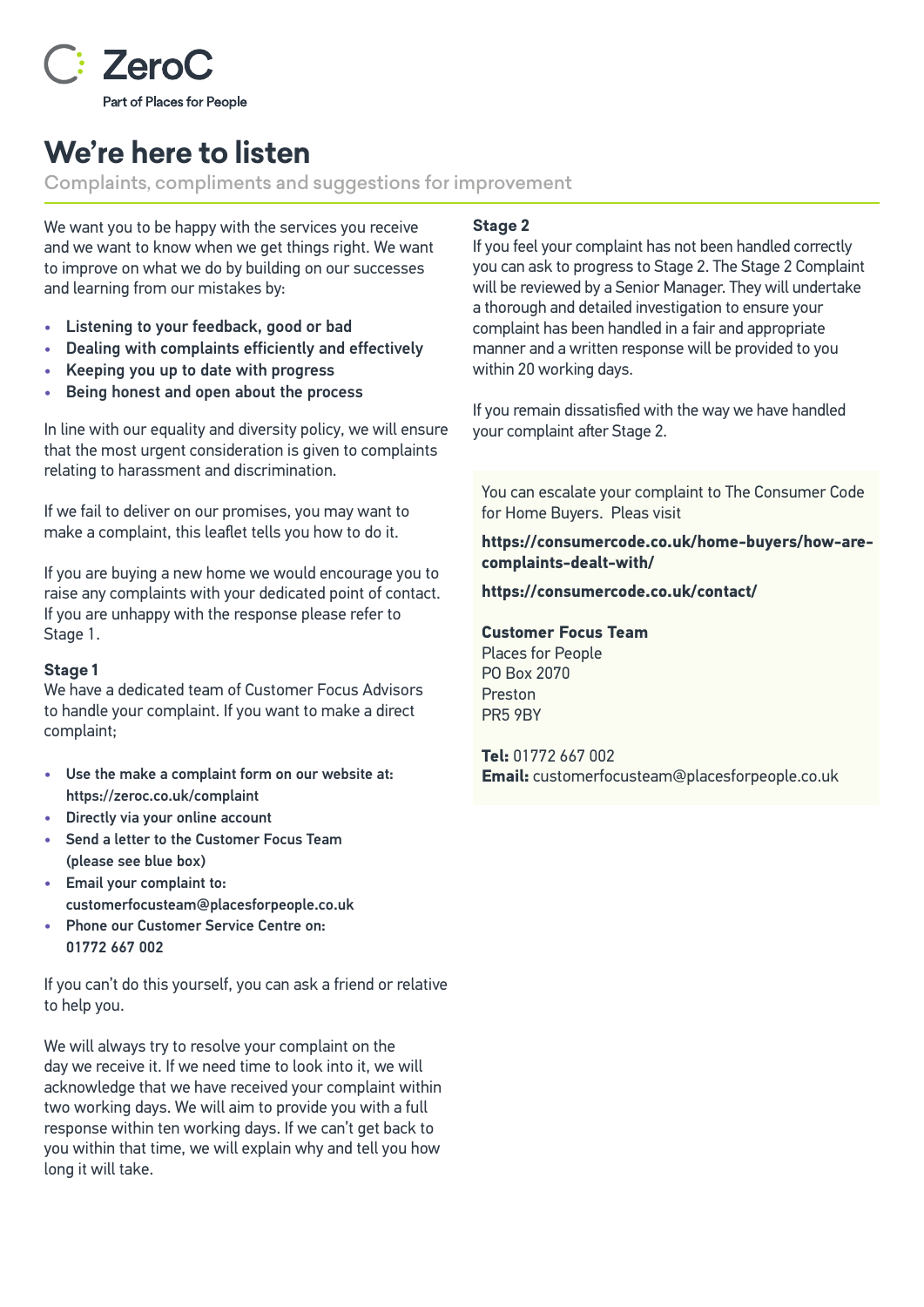ZeroC

Part of Places for People

# We're here to listen

Complaints, compliments and suggestions for improvement

We want you to be happy with the services you receive and we want to know when we get things right. We want to improve on what we do by building on our successes and learning from our mistakes by:

- **Listening to your feedback, good or bad**
- **Dealing with complaints efficiently and effectively**
- **Keeping you up to date with progress**
- **Being honest and open about the process**

In line with our equality and diversity policy, we will ensure that the most urgent consideration is given to complaints relating to harassment and discrimination.

If we fail to deliver on our promises, you may want to make a complaint, this leaflet tells you how to do it.

If you are buying a new home we would encourage you to raise any complaints with your dedicated point of contact. If you are unhappy with the response please refer to Stage 1.

### Stage 1

We have a dedicated team of Customer Focus Advisors to handle your complaint. If you want to make a direct complaint;

- **Use the make a complaint form on our website at: https://zeroc.co.uk/complaint**
- **Directly via your online account**
- **Send a letter to the Customer Focus Team (please see blue box)**
- **Email your complaint to: customerfocusteam@placesforpeople.co.uk**
- **Phone our Customer Service Centre on: 01772 667 002**

If you can't do this yourself, you can ask a friend or relative to help you.

We will always try to resolve your complaint on the day we receive it. If we need time to look into it, we will acknowledge that we have received your complaint within two working days. We will aim to provide you with a full response within ten working days. If we can't get back to you within that time, we will explain why and tell you how long it will take.

### Stage 2

If you feel your complaint has not been handled correctly you can ask to progress to Stage 2. The Stage 2 Complaint will be reviewed by a Senior Manager. They will undertake a thorough and detailed investigation to ensure your complaint has been handled in a fair and appropriate manner and a written response will be provided to you within 20 working days.

If you remain dissatisfied with the way we have handled your complaint after Stage 2.

You can escalate your complaint to The Consumer Code for Home Buyers. Pleas visit

**https://consumercode.co.uk/home-buyers/how-are-complaints-dealt-with/**

**https://consumercode.co.uk/contact/**

**Customer Focus Team**
Places for People
PO Box 2070
Preston
PR5 9BY

**Tel:** 01772 667 002
**Email:** customerfocusteam@placesforpeople.co.uk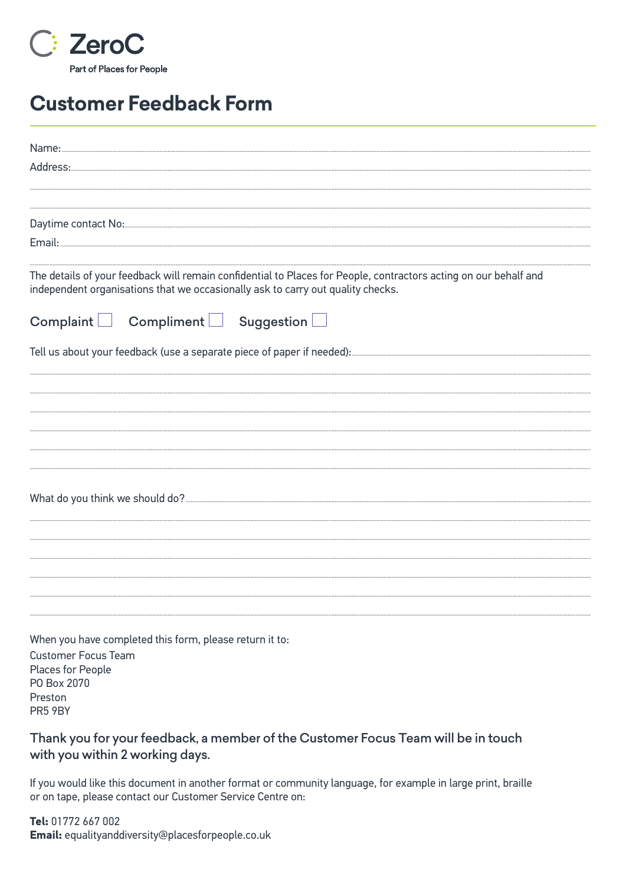ZeroC

Part of Places for People

# Customer Feedback Form

Name: ...............................................................................................................................................

Address: ...........................................................................................................................................

.........................................................................................................................................................

.........................................................................................................................................................

Daytime contact No: .........................................................................................................................

Email: ...............................................................................................................................................

.........................................................................................................................................................

The details of your feedback will remain confidential to Places for People, contractors acting on our behalf and independent organisations that we occasionally ask to carry out quality checks.

Complaint ☐ Compliment ☐ Suggestion ☐

Tell us about your feedback (use a separate piece of paper if needed): ..........................................

.........................................................................................................................................................

.........................................................................................................................................................

.........................................................................................................................................................

.........................................................................................................................................................

.........................................................................................................................................................

.........................................................................................................................................................

What do you think we should do? ...................................................................................................

.........................................................................................................................................................

.........................................................................................................................................................

.........................................................................................................................................................

.........................................................................................................................................................

.........................................................................................................................................................

.........................................................................................................................................................

When you have completed this form, please return it to:

Customer Focus Team
Places for People
PO Box 2070
Preston
PR5 9BY

Thank you for your feedback, a member of the Customer Focus Team will be in touch with you within 2 working days.

If you would like this document in another format or community language, for example in large print, braille or on tape, please contact our Customer Service Centre on:

**Tel:** 01772 667 002
**Email:** equalityanddiversity@placesforpeople.co.uk